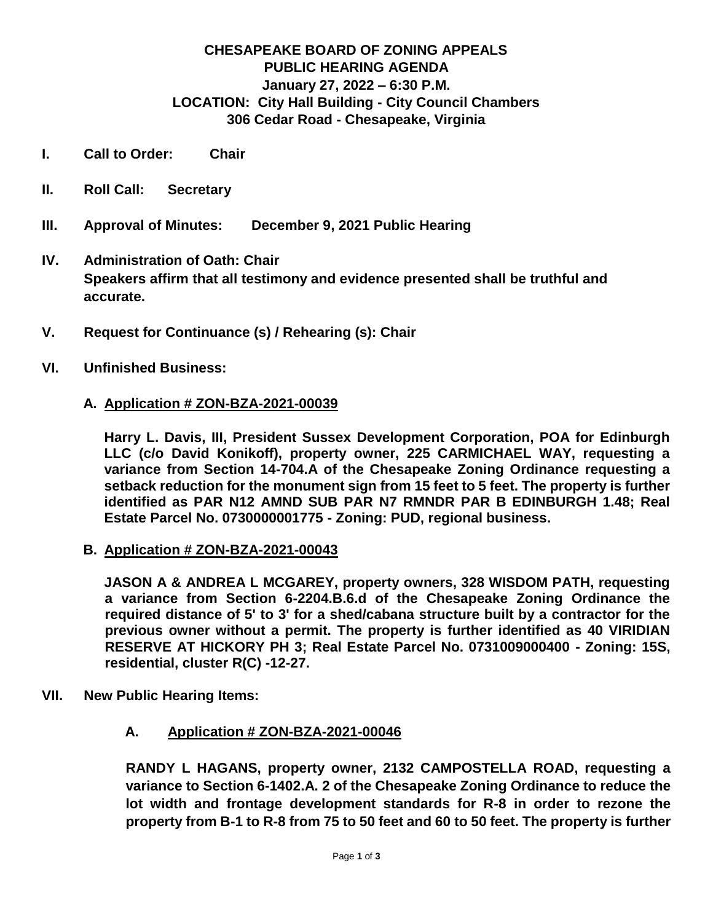# CHESAPEAKE BOARD OF ZONING APPEALS
# PUBLIC HEARING AGENDA
## January 27, 2022 – 6:30 P.M.
## LOCATION: City Hall Building - City Council Chambers
## 306 Cedar Road - Chesapeake, Virginia

**I. Call to Order: Chair**

**II. Roll Call: Secretary**

**III. Approval of Minutes: December 9, 2021 Public Hearing**

**IV. Administration of Oath: Chair**
**Speakers affirm that all testimony and evidence presented shall be truthful and accurate.**

**V. Request for Continuance (s) / Rehearing (s): Chair**

**VI. Unfinished Business:**

**A. Application # ZON-BZA-2021-00039**

**Harry L. Davis, III, President Sussex Development Corporation, POA for Edinburgh LLC (c/o David Konikoff), property owner, 225 CARMICHAEL WAY, requesting a variance from Section 14-704.A of the Chesapeake Zoning Ordinance requesting a setback reduction for the monument sign from 15 feet to 5 feet. The property is further identified as PAR N12 AMND SUB PAR N7 RMNDR PAR B EDINBURGH 1.48; Real Estate Parcel No. 0730000001775 - Zoning: PUD, regional business.**

**B. Application # ZON-BZA-2021-00043**

**JASON A & ANDREA L MCGAREY, property owners, 328 WISDOM PATH, requesting a variance from Section 6-2204.B.6.d of the Chesapeake Zoning Ordinance the required distance of 5' to 3' for a shed/cabana structure built by a contractor for the previous owner without a permit. The property is further identified as 40 VIRIDIAN RESERVE AT HICKORY PH 3; Real Estate Parcel No. 0731009000400 - Zoning: 15S, residential, cluster R(C) -12-27.**

**VII. New Public Hearing Items:**

**A. Application # ZON-BZA-2021-00046**

**RANDY L HAGANS, property owner, 2132 CAMPOSTELLA ROAD, requesting a variance to Section 6-1402.A. 2 of the Chesapeake Zoning Ordinance to reduce the lot width and frontage development standards for R-8 in order to rezone the property from B-1 to R-8 from 75 to 50 feet and 60 to 50 feet. The property is further**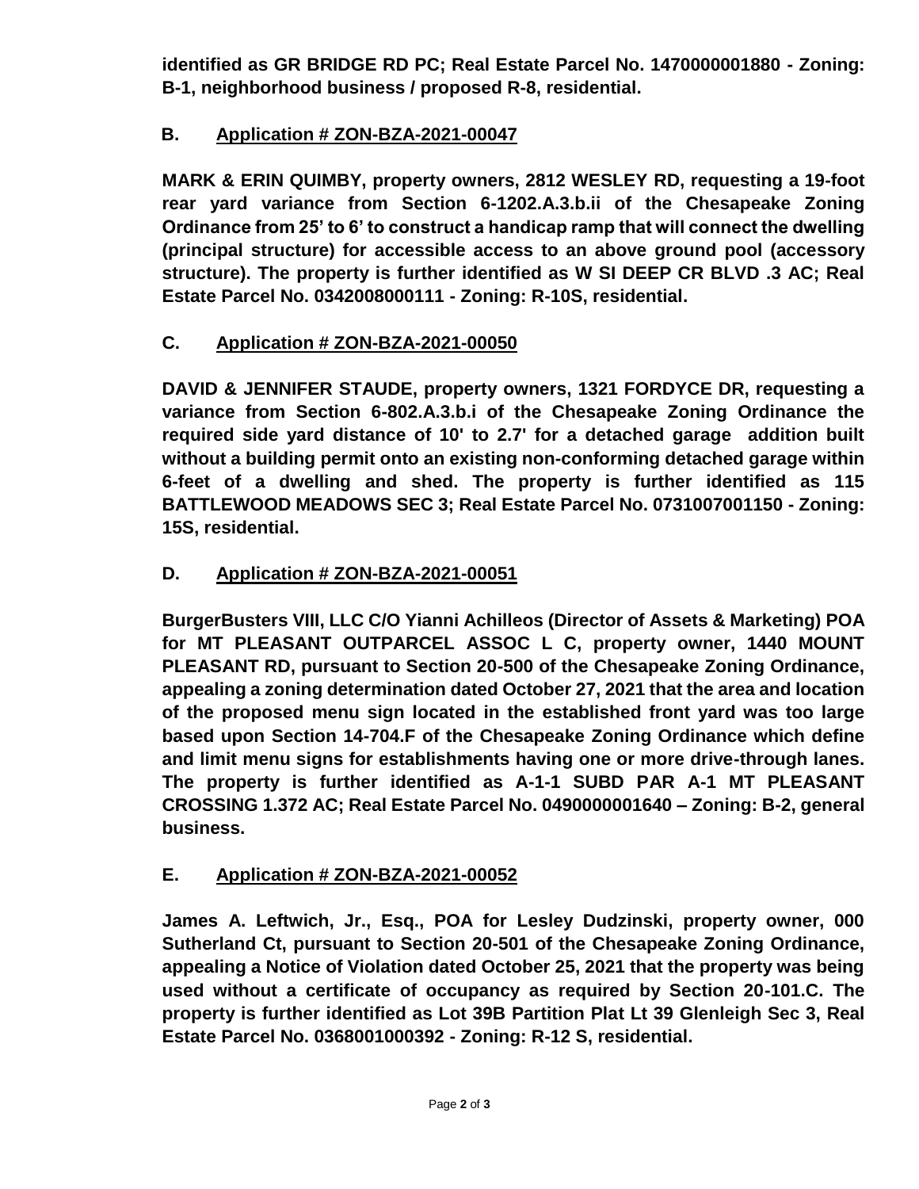**identified as GR BRIDGE RD PC; Real Estate Parcel No. 1470000001880 - Zoning: B-1, neighborhood business / proposed R-8, residential.**

**B. Application # ZON-BZA-2021-00047**

**MARK & ERIN QUIMBY, property owners, 2812 WESLEY RD, requesting a 19-foot rear yard variance from Section 6-1202.A.3.b.ii of the Chesapeake Zoning Ordinance from 25' to 6' to construct a handicap ramp that will connect the dwelling (principal structure) for accessible access to an above ground pool (accessory structure). The property is further identified as W SI DEEP CR BLVD .3 AC; Real Estate Parcel No. 0342008000111 - Zoning: R-10S, residential.**

**C. Application # ZON-BZA-2021-00050**

**DAVID & JENNIFER STAUDE, property owners, 1321 FORDYCE DR, requesting a variance from Section 6-802.A.3.b.i of the Chesapeake Zoning Ordinance the required side yard distance of 10' to 2.7' for a detached garage addition built without a building permit onto an existing non-conforming detached garage within 6-feet of a dwelling and shed. The property is further identified as 115 BATTLEWOOD MEADOWS SEC 3; Real Estate Parcel No. 0731007001150 - Zoning: 15S, residential.**

**D. Application # ZON-BZA-2021-00051**

**BurgerBusters VIII, LLC C/O Yianni Achilleos (Director of Assets & Marketing) POA for MT PLEASANT OUTPARCEL ASSOC L C, property owner, 1440 MOUNT PLEASANT RD, pursuant to Section 20-500 of the Chesapeake Zoning Ordinance, appealing a zoning determination dated October 27, 2021 that the area and location of the proposed menu sign located in the established front yard was too large based upon Section 14-704.F of the Chesapeake Zoning Ordinance which define and limit menu signs for establishments having one or more drive-through lanes. The property is further identified as A-1-1 SUBD PAR A-1 MT PLEASANT CROSSING 1.372 AC; Real Estate Parcel No. 0490000001640 – Zoning: B-2, general business.**

**E. Application # ZON-BZA-2021-00052**

**James A. Leftwich, Jr., Esq., POA for Lesley Dudzinski, property owner, 000 Sutherland Ct, pursuant to Section 20-501 of the Chesapeake Zoning Ordinance, appealing a Notice of Violation dated October 25, 2021 that the property was being used without a certificate of occupancy as required by Section 20-101.C. The property is further identified as Lot 39B Partition Plat Lt 39 Glenleigh Sec 3, Real Estate Parcel No. 0368001000392 - Zoning: R-12 S, residential.**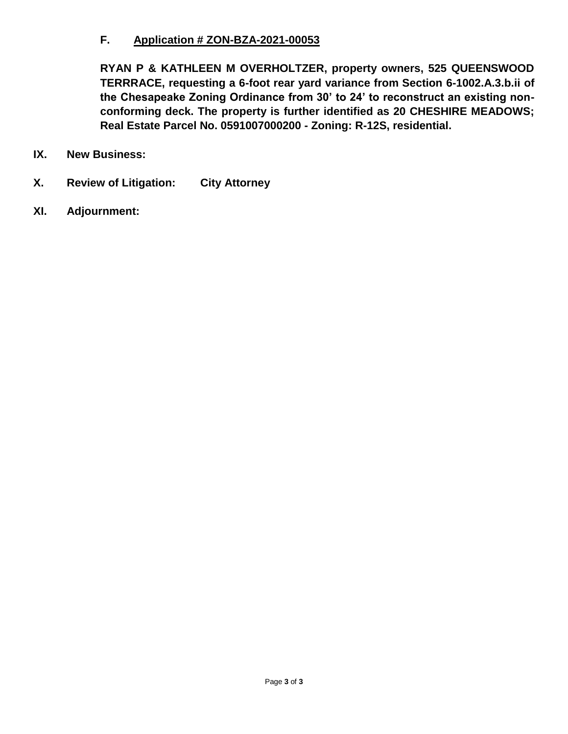**F. Application # ZON-BZA-2021-00053**

**RYAN P & KATHLEEN M OVERHOLTZER, property owners, 525 QUEENSWOOD TERRRACE, requesting a 6-foot rear yard variance from Section 6-1002.A.3.b.ii of the Chesapeake Zoning Ordinance from 30' to 24' to reconstruct an existing non-conforming deck. The property is further identified as 20 CHESHIRE MEADOWS; Real Estate Parcel No. 0591007000200 - Zoning: R-12S, residential.**

**IX. New Business:**

**X. Review of Litigation: City Attorney**

**XI. Adjournment:**